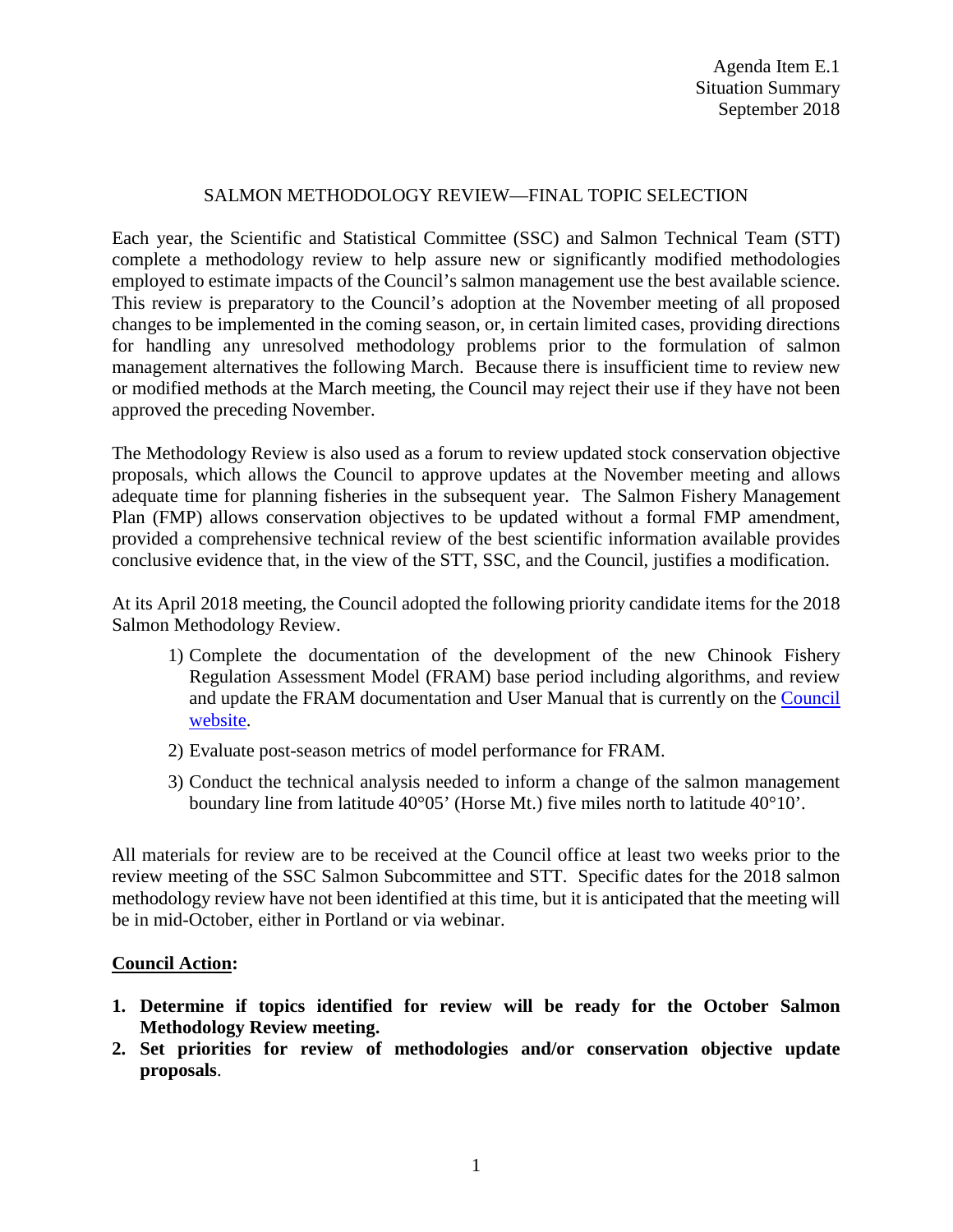Agenda Item E.1
Situation Summary
September 2018

# SALMON METHODOLOGY REVIEW—FINAL TOPIC SELECTION

Each year, the Scientific and Statistical Committee (SSC) and Salmon Technical Team (STT) complete a methodology review to help assure new or significantly modified methodologies employed to estimate impacts of the Council's salmon management use the best available science. This review is preparatory to the Council's adoption at the November meeting of all proposed changes to be implemented in the coming season, or, in certain limited cases, providing directions for handling any unresolved methodology problems prior to the formulation of salmon management alternatives the following March. Because there is insufficient time to review new or modified methods at the March meeting, the Council may reject their use if they have not been approved the preceding November.

The Methodology Review is also used as a forum to review updated stock conservation objective proposals, which allows the Council to approve updates at the November meeting and allows adequate time for planning fisheries in the subsequent year. The Salmon Fishery Management Plan (FMP) allows conservation objectives to be updated without a formal FMP amendment, provided a comprehensive technical review of the best scientific information available provides conclusive evidence that, in the view of the STT, SSC, and the Council, justifies a modification.

At its April 2018 meeting, the Council adopted the following priority candidate items for the 2018 Salmon Methodology Review.

1) Complete the documentation of the development of the new Chinook Fishery Regulation Assessment Model (FRAM) base period including algorithms, and review and update the FRAM documentation and User Manual that is currently on the Council website.
2) Evaluate post-season metrics of model performance for FRAM.
3) Conduct the technical analysis needed to inform a change of the salmon management boundary line from latitude 40°05' (Horse Mt.) five miles north to latitude 40°10'.

All materials for review are to be received at the Council office at least two weeks prior to the review meeting of the SSC Salmon Subcommittee and STT. Specific dates for the 2018 salmon methodology review have not been identified at this time, but it is anticipated that the meeting will be in mid-October, either in Portland or via webinar.

## Council Action:

1. **Determine if topics identified for review will be ready for the October Salmon Methodology Review meeting.**
2. **Set priorities for review of methodologies and/or conservation objective update proposals**.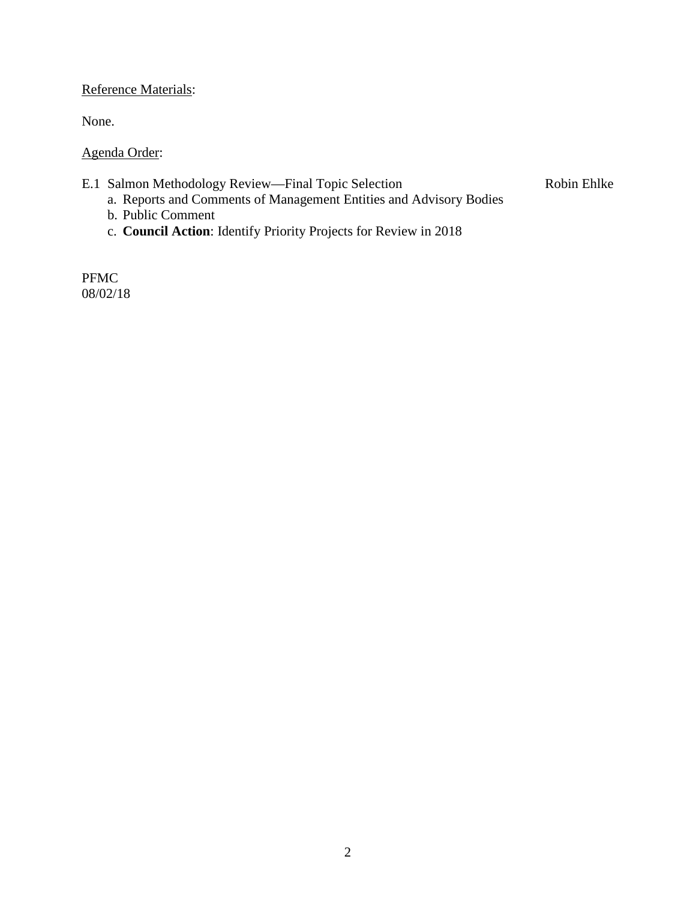Reference Materials:

None.

Agenda Order:

E.1 Salmon Methodology Review—Final Topic Selection — Robin Ehlke

a. Reports and Comments of Management Entities and Advisory Bodies
b. Public Comment
c. **Council Action**: Identify Priority Projects for Review in 2018

PFMC
08/02/18